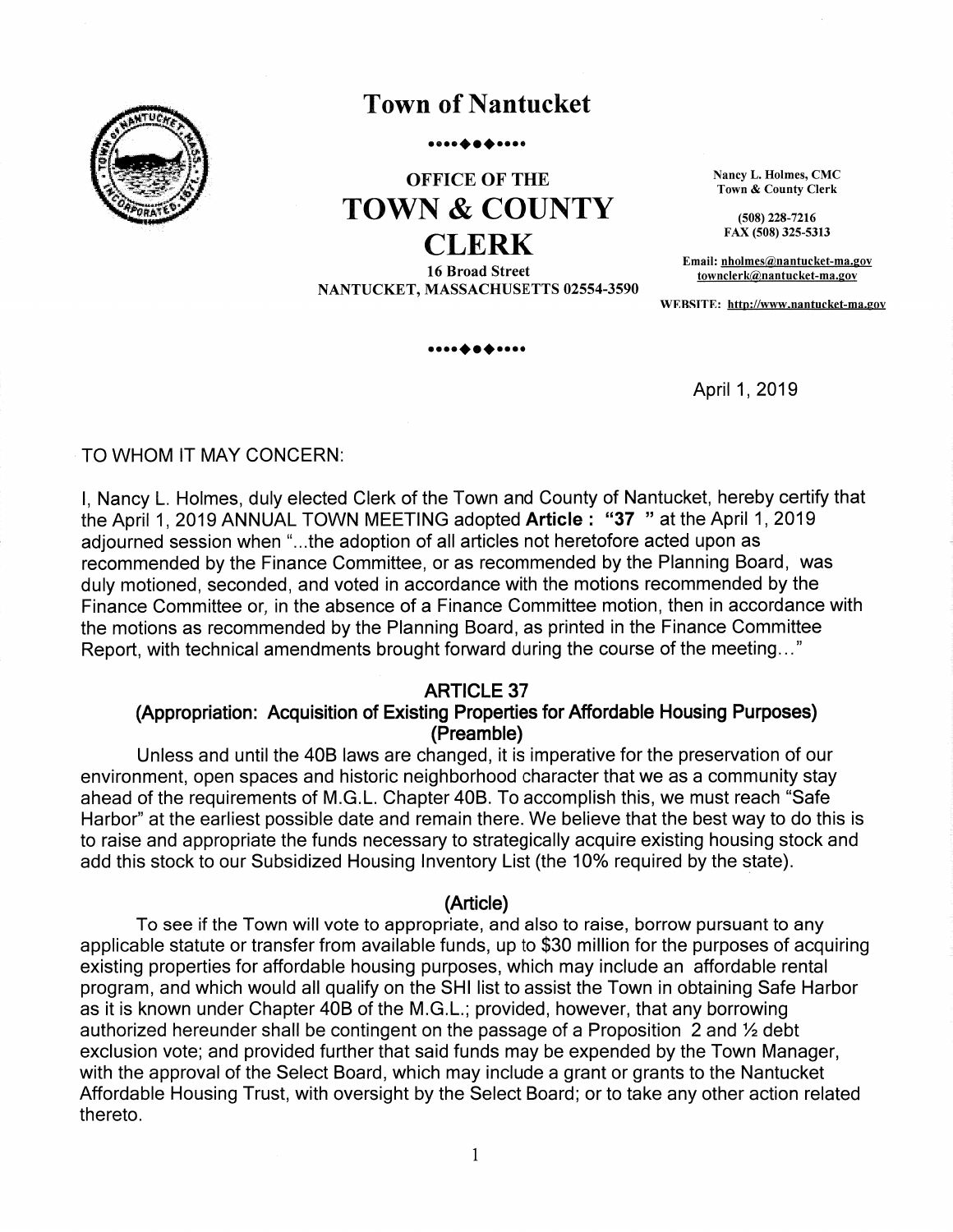# Town of Nantucket

••••◆●◆••••

## OFFICE OF THE TOWN & COUNTY CLERK

**16 Broad Street**
**NANTUCKET, MASSACHUSETTS 02554-3590**

Nancy L. Holmes, CMC
Town & County Clerk

(508) 228-7216
FAX (508) 325-5313

Email: nholmes@nantucket-ma.gov
townclerk@nantucket-ma.gov

WEBSITE: http://www.nantucket-ma.gov

••••◆●◆••••

April 1, 2019

TO WHOM IT MAY CONCERN:

I, Nancy L. Holmes, duly elected Clerk of the Town and County of Nantucket, hereby certify that the April 1, 2019 ANNUAL TOWN MEETING adopted **Article : "37 "** at the April 1, 2019 adjourned session when "...the adoption of all articles not heretofore acted upon as recommended by the Finance Committee, or as recommended by the Planning Board, was duly motioned, seconded, and voted in accordance with the motions recommended by the Finance Committee or, in the absence of a Finance Committee motion, then in accordance with the motions as recommended by the Planning Board, as printed in the Finance Committee Report, with technical amendments brought forward during the course of the meeting..."

### ARTICLE 37
### (Appropriation: Acquisition of Existing Properties for Affordable Housing Purposes)
### (Preamble)

Unless and until the 40B laws are changed, it is imperative for the preservation of our environment, open spaces and historic neighborhood character that we as a community stay ahead of the requirements of M.G.L. Chapter 40B. To accomplish this, we must reach "Safe Harbor" at the earliest possible date and remain there. We believe that the best way to do this is to raise and appropriate the funds necessary to strategically acquire existing housing stock and add this stock to our Subsidized Housing Inventory List (the 10% required by the state).

### (Article)

To see if the Town will vote to appropriate, and also to raise, borrow pursuant to any applicable statute or transfer from available funds, up to $30 million for the purposes of acquiring existing properties for affordable housing purposes, which may include an affordable rental program, and which would all qualify on the SHI list to assist the Town in obtaining Safe Harbor as it is known under Chapter 40B of the M.G.L.; provided, however, that any borrowing authorized hereunder shall be contingent on the passage of a Proposition 2 and ½ debt exclusion vote; and provided further that said funds may be expended by the Town Manager, with the approval of the Select Board, which may include a grant or grants to the Nantucket Affordable Housing Trust, with oversight by the Select Board; or to take any other action related thereto.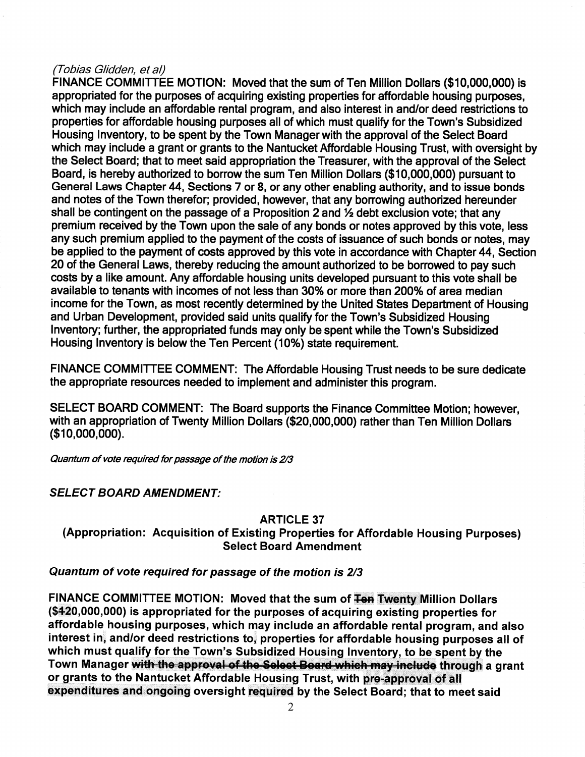*(Tobias Glidden, et al)*

FINANCE COMMITTEE MOTION: Moved that the sum of Ten Million Dollars ($10,000,000) is appropriated for the purposes of acquiring existing properties for affordable housing purposes, which may include an affordable rental program, and also interest in and/or deed restrictions to properties for affordable housing purposes all of which must qualify for the Town's Subsidized Housing Inventory, to be spent by the Town Manager with the approval of the Select Board which may include a grant or grants to the Nantucket Affordable Housing Trust, with oversight by the Select Board; that to meet said appropriation the Treasurer, with the approval of the Select Board, is hereby authorized to borrow the sum Ten Million Dollars ($10,000,000) pursuant to General Laws Chapter 44, Sections 7 or 8, or any other enabling authority, and to issue bonds and notes of the Town therefor; provided, however, that any borrowing authorized hereunder shall be contingent on the passage of a Proposition 2 and ½ debt exclusion vote; that any premium received by the Town upon the sale of any bonds or notes approved by this vote, less any such premium applied to the payment of the costs of issuance of such bonds or notes, may be applied to the payment of costs approved by this vote in accordance with Chapter 44, Section 20 of the General Laws, thereby reducing the amount authorized to be borrowed to pay such costs by a like amount. Any affordable housing units developed pursuant to this vote shall be available to tenants with incomes of not less than 30% or more than 200% of area median income for the Town, as most recently determined by the United States Department of Housing and Urban Development, provided said units qualify for the Town's Subsidized Housing Inventory; further, the appropriated funds may only be spent while the Town's Subsidized Housing Inventory is below the Ten Percent (10%) state requirement.

FINANCE COMMITTEE COMMENT: The Affordable Housing Trust needs to be sure dedicate the appropriate resources needed to implement and administer this program.

SELECT BOARD COMMENT: The Board supports the Finance Committee Motion; however, with an appropriation of Twenty Million Dollars ($20,000,000) rather than Ten Million Dollars ($10,000,000).

*Quantum of vote required for passage of the motion is 2/3*

***SELECT BOARD AMENDMENT:***

**ARTICLE 37**

**(Appropriation: Acquisition of Existing Properties for Affordable Housing Purposes)**
**Select Board Amendment**

***Quantum of vote required for passage of the motion is 2/3***

**FINANCE COMMITTEE MOTION: Moved that the sum of ~~Ten~~ Twenty Million Dollars ($~~1~~20,000,000) is appropriated for the purposes of acquiring existing properties for affordable housing purposes, which may include an affordable rental program, and also interest in, and/or deed restrictions to, properties for affordable housing purposes all of which must qualify for the Town's Subsidized Housing Inventory, to be spent by the Town Manager ~~with the approval of the Select Board which may include~~ through a grant or grants to the Nantucket Affordable Housing Trust, with pre-approval of all expenditures and ongoing oversight required by the Select Board; that to meet said**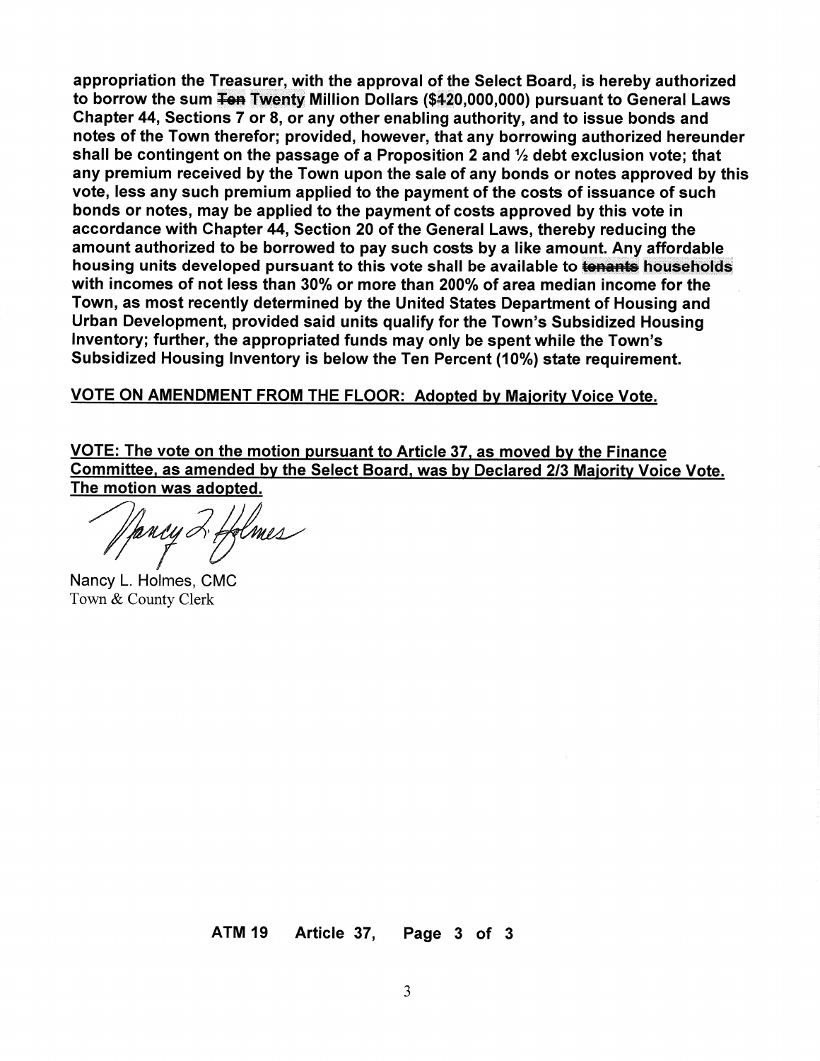**appropriation the Treasurer, with the approval of the Select Board, is hereby authorized to borrow the sum ~~Ten~~ Twenty Million Dollars ($~~1~~20,000,000) pursuant to General Laws Chapter 44, Sections 7 or 8, or any other enabling authority, and to issue bonds and notes of the Town therefor; provided, however, that any borrowing authorized hereunder shall be contingent on the passage of a Proposition 2 and ½ debt exclusion vote; that any premium received by the Town upon the sale of any bonds or notes approved by this vote, less any such premium applied to the payment of the costs of issuance of such bonds or notes, may be applied to the payment of costs approved by this vote in accordance with Chapter 44, Section 20 of the General Laws, thereby reducing the amount authorized to be borrowed to pay such costs by a like amount. Any affordable housing units developed pursuant to this vote shall be available to ~~tenants~~ households with incomes of not less than 30% or more than 200% of area median income for the Town, as most recently determined by the United States Department of Housing and Urban Development, provided said units qualify for the Town's Subsidized Housing Inventory; further, the appropriated funds may only be spent while the Town's Subsidized Housing Inventory is below the Ten Percent (10%) state requirement.**

**VOTE ON AMENDMENT FROM THE FLOOR: Adopted by Majority Voice Vote.**

**VOTE: The vote on the motion pursuant to Article 37, as moved by the Finance Committee, as amended by the Select Board, was by Declared 2/3 Majority Voice Vote. The motion was adopted.**

Nancy L. Holmes, CMC
Town & County Clerk

**ATM 19 Article 37, Page 3 of 3**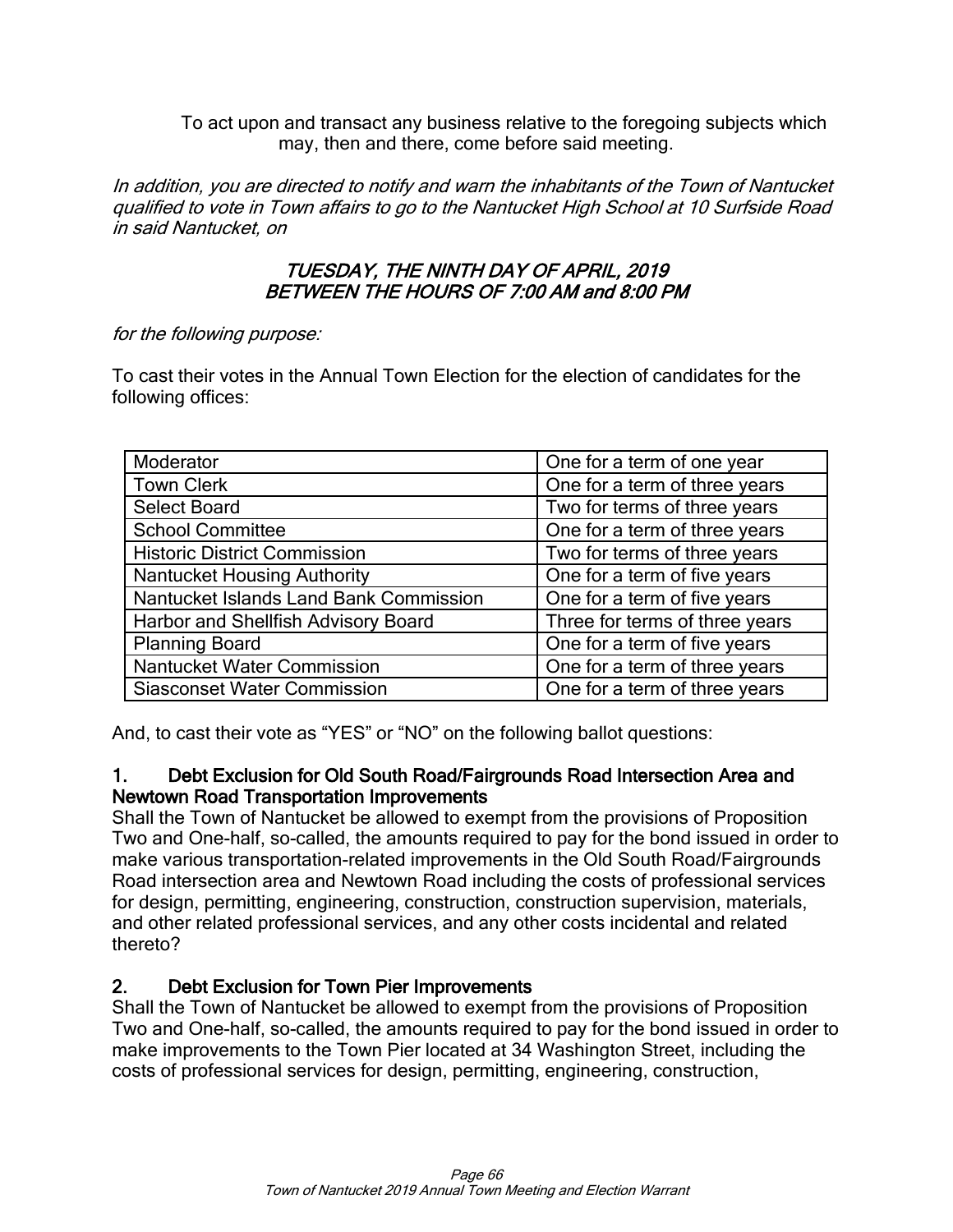To act upon and transact any business relative to the foregoing subjects which may, then and there, come before said meeting.

*In addition, you are directed to notify and warn the inhabitants of the Town of Nantucket qualified to vote in Town affairs to go to the Nantucket High School at 10 Surfside Road in said Nantucket, on*

***TUESDAY, THE NINTH DAY OF APRIL, 2019***
***BETWEEN THE HOURS OF 7:00 AM and 8:00 PM***

*for the following purpose:*

To cast their votes in the Annual Town Election for the election of candidates for the following offices:

| Office | Term |
|---|---|
| Moderator | One for a term of one year |
| Town Clerk | One for a term of three years |
| Select Board | Two for terms of three years |
| School Committee | One for a term of three years |
| Historic District Commission | Two for terms of three years |
| Nantucket Housing Authority | One for a term of five years |
| Nantucket Islands Land Bank Commission | One for a term of five years |
| Harbor and Shellfish Advisory Board | Three for terms of three years |
| Planning Board | One for a term of five years |
| Nantucket Water Commission | One for a term of three years |
| Siasconset Water Commission | One for a term of three years |

And, to cast their vote as "YES" or "NO" on the following ballot questions:

**1. Debt Exclusion for Old South Road/Fairgrounds Road Intersection Area and Newtown Road Transportation Improvements**

Shall the Town of Nantucket be allowed to exempt from the provisions of Proposition Two and One-half, so-called, the amounts required to pay for the bond issued in order to make various transportation-related improvements in the Old South Road/Fairgrounds Road intersection area and Newtown Road including the costs of professional services for design, permitting, engineering, construction, construction supervision, materials, and other related professional services, and any other costs incidental and related thereto?

**2. Debt Exclusion for Town Pier Improvements**

Shall the Town of Nantucket be allowed to exempt from the provisions of Proposition Two and One-half, so-called, the amounts required to pay for the bond issued in order to make improvements to the Town Pier located at 34 Washington Street, including the costs of professional services for design, permitting, engineering, construction,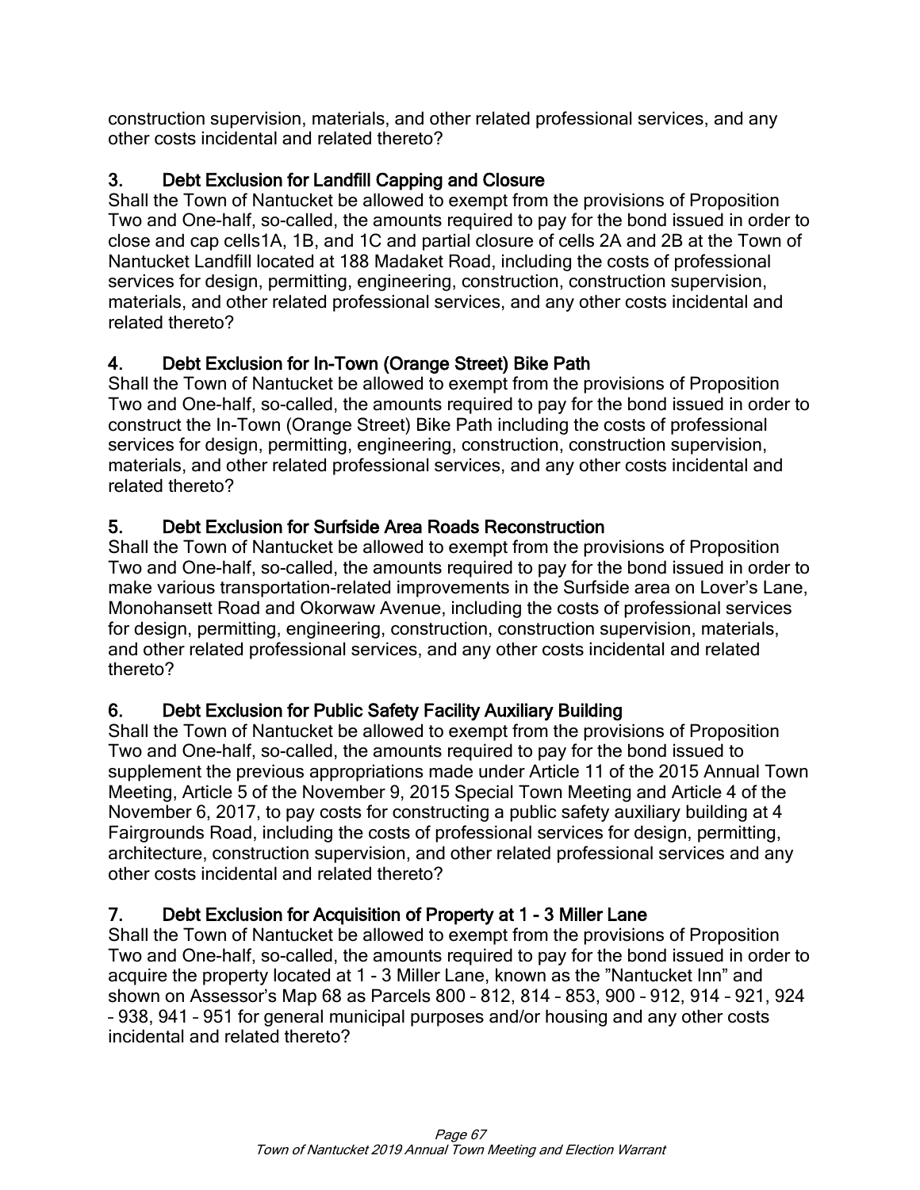construction supervision, materials, and other related professional services, and any other costs incidental and related thereto?

### 3. Debt Exclusion for Landfill Capping and Closure

Shall the Town of Nantucket be allowed to exempt from the provisions of Proposition Two and One-half, so-called, the amounts required to pay for the bond issued in order to close and cap cells1A, 1B, and 1C and partial closure of cells 2A and 2B at the Town of Nantucket Landfill located at 188 Madaket Road, including the costs of professional services for design, permitting, engineering, construction, construction supervision, materials, and other related professional services, and any other costs incidental and related thereto?

### 4. Debt Exclusion for In-Town (Orange Street) Bike Path

Shall the Town of Nantucket be allowed to exempt from the provisions of Proposition Two and One-half, so-called, the amounts required to pay for the bond issued in order to construct the In-Town (Orange Street) Bike Path including the costs of professional services for design, permitting, engineering, construction, construction supervision, materials, and other related professional services, and any other costs incidental and related thereto?

### 5. Debt Exclusion for Surfside Area Roads Reconstruction

Shall the Town of Nantucket be allowed to exempt from the provisions of Proposition Two and One-half, so-called, the amounts required to pay for the bond issued in order to make various transportation-related improvements in the Surfside area on Lover's Lane, Monohansett Road and Okorwaw Avenue, including the costs of professional services for design, permitting, engineering, construction, construction supervision, materials, and other related professional services, and any other costs incidental and related thereto?

### 6. Debt Exclusion for Public Safety Facility Auxiliary Building

Shall the Town of Nantucket be allowed to exempt from the provisions of Proposition Two and One-half, so-called, the amounts required to pay for the bond issued to supplement the previous appropriations made under Article 11 of the 2015 Annual Town Meeting, Article 5 of the November 9, 2015 Special Town Meeting and Article 4 of the November 6, 2017, to pay costs for constructing a public safety auxiliary building at 4 Fairgrounds Road, including the costs of professional services for design, permitting, architecture, construction supervision, and other related professional services and any other costs incidental and related thereto?

### 7. Debt Exclusion for Acquisition of Property at 1 - 3 Miller Lane

Shall the Town of Nantucket be allowed to exempt from the provisions of Proposition Two and One-half, so-called, the amounts required to pay for the bond issued in order to acquire the property located at 1 – 3 Miller Lane, known as the "Nantucket Inn" and shown on Assessor's Map 68 as Parcels 800 – 812, 814 – 853, 900 – 912, 914 – 921, 924 – 938, 941 – 951 for general municipal purposes and/or housing and any other costs incidental and related thereto?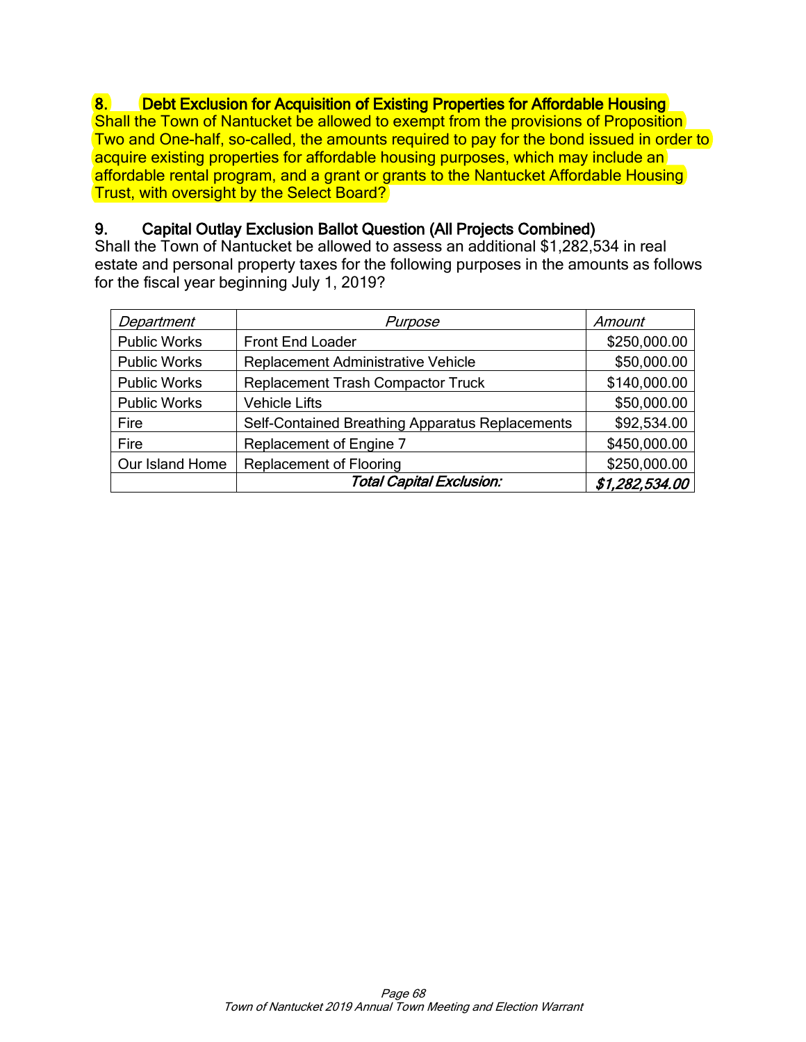### 8. Debt Exclusion for Acquisition of Existing Properties for Affordable Housing

Shall the Town of Nantucket be allowed to exempt from the provisions of Proposition Two and One-half, so-called, the amounts required to pay for the bond issued in order to acquire existing properties for affordable housing purposes, which may include an affordable rental program, and a grant or grants to the Nantucket Affordable Housing Trust, with oversight by the Select Board?

### 9. Capital Outlay Exclusion Ballot Question (All Projects Combined)

Shall the Town of Nantucket be allowed to assess an additional $1,282,534 in real estate and personal property taxes for the following purposes in the amounts as follows for the fiscal year beginning July 1, 2019?

| *Department* | *Purpose* | *Amount* |
|---|---|---|
| Public Works | Front End Loader | $250,000.00 |
| Public Works | Replacement Administrative Vehicle | $50,000.00 |
| Public Works | Replacement Trash Compactor Truck | $140,000.00 |
| Public Works | Vehicle Lifts | $50,000.00 |
| Fire | Self-Contained Breathing Apparatus Replacements | $92,534.00 |
| Fire | Replacement of Engine 7 | $450,000.00 |
| Our Island Home | Replacement of Flooring | $250,000.00 |
| | ***Total Capital Exclusion:*** | ***$1,282,534.00*** |